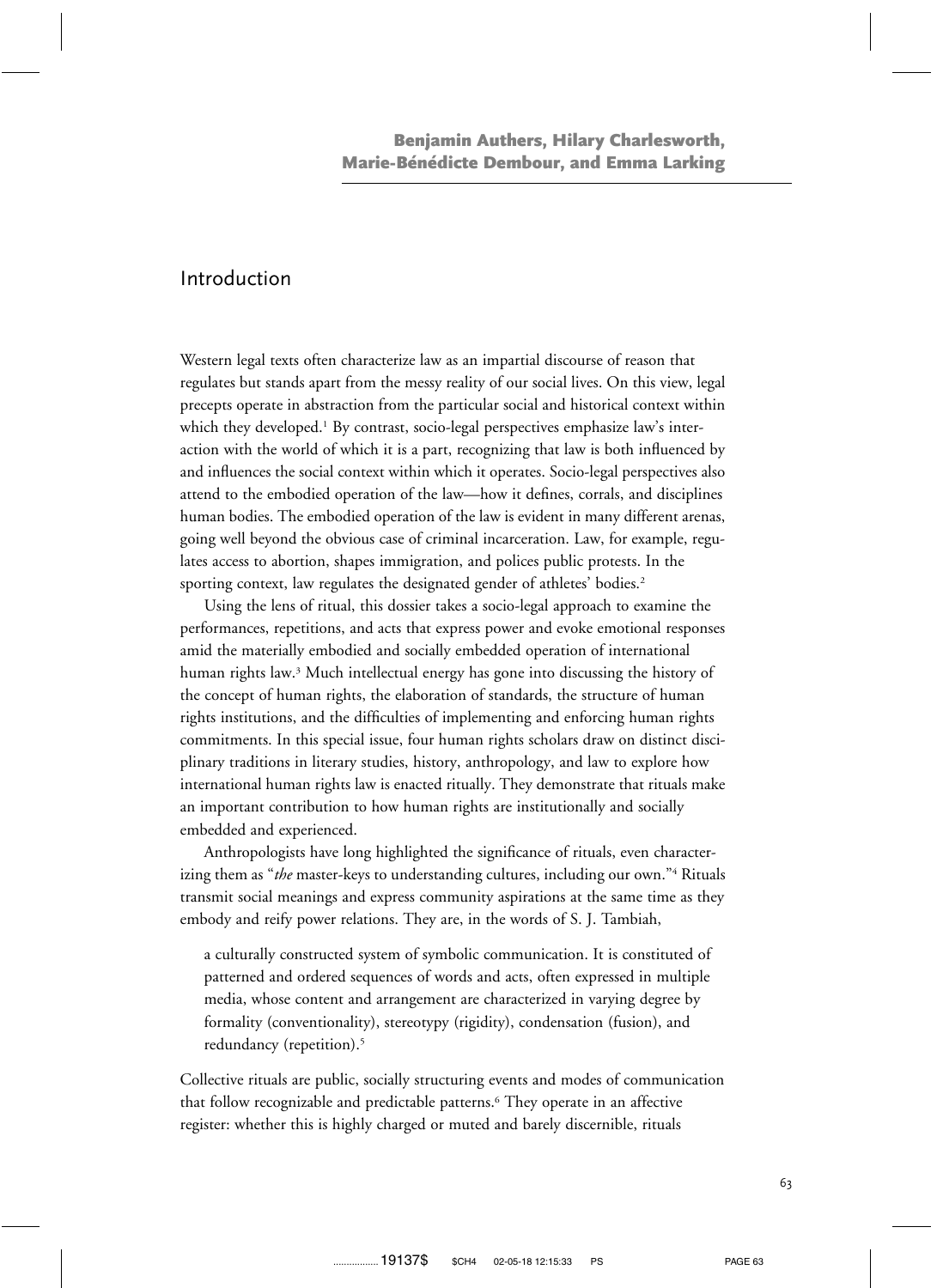**Benjamin Authers, Hilary Charlesworth, Marie-Bénédicte Dembour, and Emma Larking**

# Introduction

Western legal texts often characterize law as an impartial discourse of reason that regulates but stands apart from the messy reality of our social lives. On this view, legal precepts operate in abstraction from the particular social and historical context within which they developed.[1] By contrast, socio-legal perspectives emphasize law's interaction with the world of which it is a part, recognizing that law is both influenced by and influences the social context within which it operates. Socio-legal perspectives also attend to the embodied operation of the law—how it defines, corrals, and disciplines human bodies. The embodied operation of the law is evident in many different arenas, going well beyond the obvious case of criminal incarceration. Law, for example, regulates access to abortion, shapes immigration, and polices public protests. In the sporting context, law regulates the designated gender of athletes' bodies.[2]

Using the lens of ritual, this dossier takes a socio-legal approach to examine the performances, repetitions, and acts that express power and evoke emotional responses amid the materially embodied and socially embedded operation of international human rights law.[3] Much intellectual energy has gone into discussing the history of the concept of human rights, the elaboration of standards, the structure of human rights institutions, and the difficulties of implementing and enforcing human rights commitments. In this special issue, four human rights scholars draw on distinct disciplinary traditions in literary studies, history, anthropology, and law to explore how international human rights law is enacted ritually. They demonstrate that rituals make an important contribution to how human rights are institutionally and socially embedded and experienced.

Anthropologists have long highlighted the significance of rituals, even characterizing them as "*the* master-keys to understanding cultures, including our own."[4] Rituals transmit social meanings and express community aspirations at the same time as they embody and reify power relations. They are, in the words of S. J. Tambiah,

> a culturally constructed system of symbolic communication. It is constituted of patterned and ordered sequences of words and acts, often expressed in multiple media, whose content and arrangement are characterized in varying degree by formality (conventionality), stereotypy (rigidity), condensation (fusion), and redundancy (repetition).[5]

Collective rituals are public, socially structuring events and modes of communication that follow recognizable and predictable patterns.[6] They operate in an affective register: whether this is highly charged or muted and barely discernible, rituals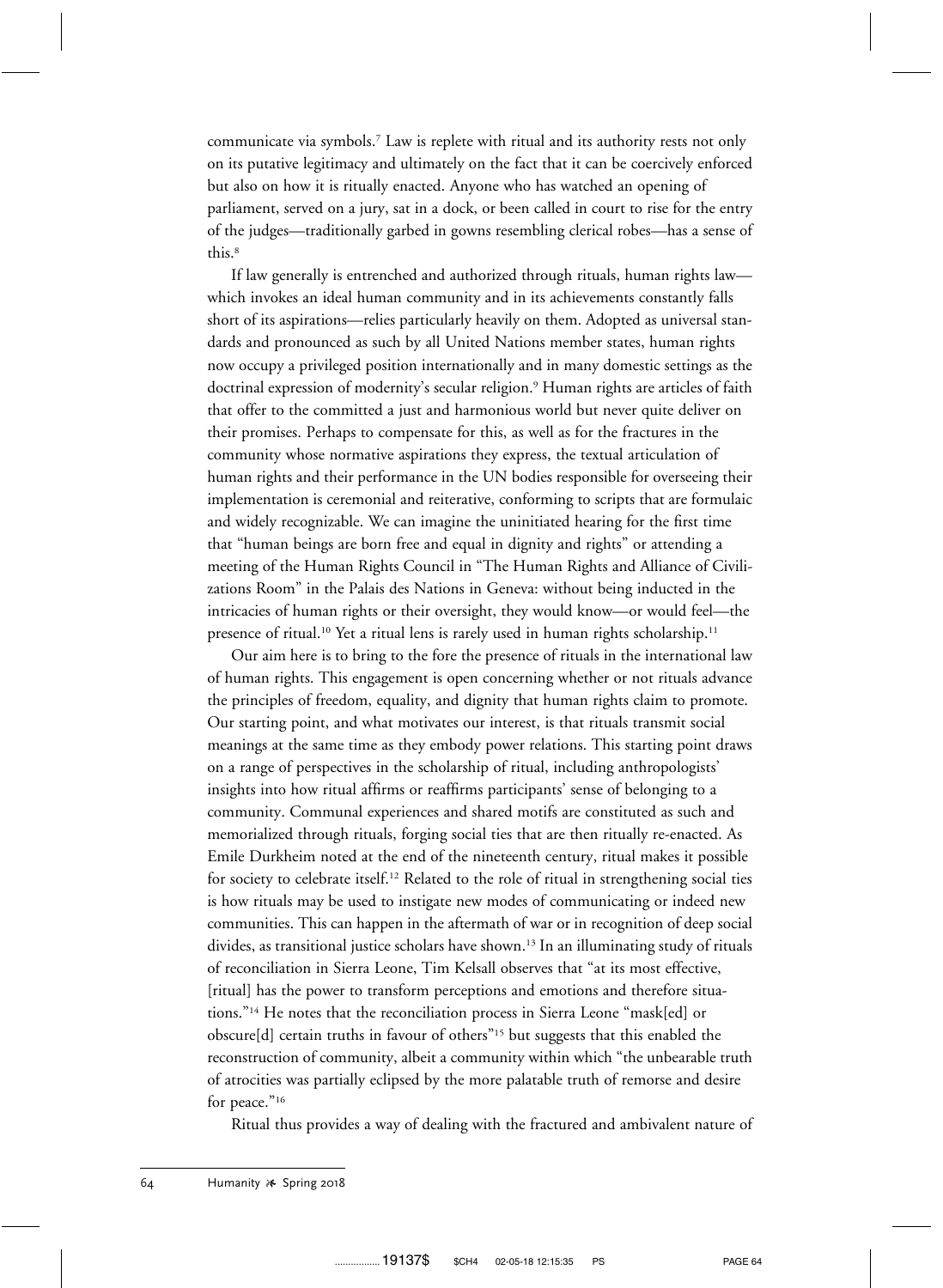communicate via symbols.[7] Law is replete with ritual and its authority rests not only on its putative legitimacy and ultimately on the fact that it can be coercively enforced but also on how it is ritually enacted. Anyone who has watched an opening of parliament, served on a jury, sat in a dock, or been called in court to rise for the entry of the judges—traditionally garbed in gowns resembling clerical robes—has a sense of this.[8]

If law generally is entrenched and authorized through rituals, human rights law—which invokes an ideal human community and in its achievements constantly falls short of its aspirations—relies particularly heavily on them. Adopted as universal standards and pronounced as such by all United Nations member states, human rights now occupy a privileged position internationally and in many domestic settings as the doctrinal expression of modernity's secular religion.[9] Human rights are articles of faith that offer to the committed a just and harmonious world but never quite deliver on their promises. Perhaps to compensate for this, as well as for the fractures in the community whose normative aspirations they express, the textual articulation of human rights and their performance in the UN bodies responsible for overseeing their implementation is ceremonial and reiterative, conforming to scripts that are formulaic and widely recognizable. We can imagine the uninitiated hearing for the first time that "human beings are born free and equal in dignity and rights" or attending a meeting of the Human Rights Council in "The Human Rights and Alliance of Civilizations Room" in the Palais des Nations in Geneva: without being inducted in the intricacies of human rights or their oversight, they would know—or would feel—the presence of ritual.[10] Yet a ritual lens is rarely used in human rights scholarship.[11]

Our aim here is to bring to the fore the presence of rituals in the international law of human rights. This engagement is open concerning whether or not rituals advance the principles of freedom, equality, and dignity that human rights claim to promote. Our starting point, and what motivates our interest, is that rituals transmit social meanings at the same time as they embody power relations. This starting point draws on a range of perspectives in the scholarship of ritual, including anthropologists' insights into how ritual affirms or reaffirms participants' sense of belonging to a community. Communal experiences and shared motifs are constituted as such and memorialized through rituals, forging social ties that are then ritually re-enacted. As Emile Durkheim noted at the end of the nineteenth century, ritual makes it possible for society to celebrate itself.[12] Related to the role of ritual in strengthening social ties is how rituals may be used to instigate new modes of communicating or indeed new communities. This can happen in the aftermath of war or in recognition of deep social divides, as transitional justice scholars have shown.[13] In an illuminating study of rituals of reconciliation in Sierra Leone, Tim Kelsall observes that "at its most effective, [ritual] has the power to transform perceptions and emotions and therefore situations."[14] He notes that the reconciliation process in Sierra Leone "mask[ed] or obscure[d] certain truths in favour of others"[15] but suggests that this enabled the reconstruction of community, albeit a community within which "the unbearable truth of atrocities was partially eclipsed by the more palatable truth of remorse and desire for peace."[16]

Ritual thus provides a way of dealing with the fractured and ambivalent nature of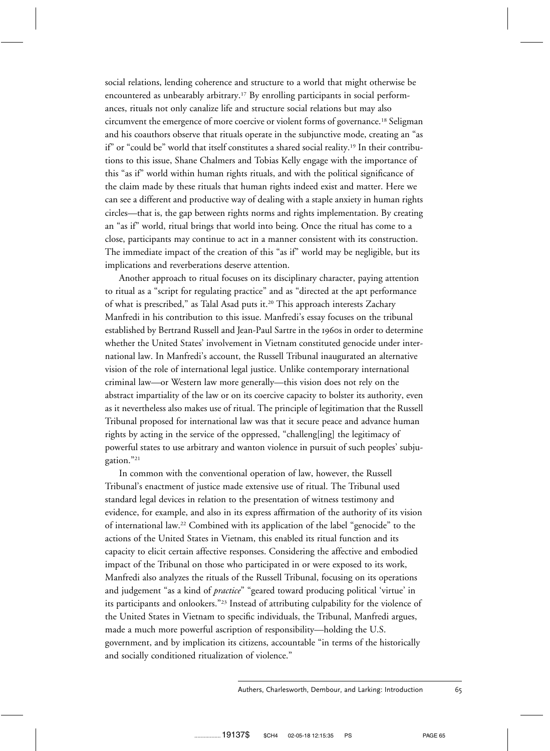social relations, lending coherence and structure to a world that might otherwise be encountered as unbearably arbitrary.[17] By enrolling participants in social performances, rituals not only canalize life and structure social relations but may also circumvent the emergence of more coercive or violent forms of governance.[18] Seligman and his coauthors observe that rituals operate in the subjunctive mode, creating an "as if" or "could be" world that itself constitutes a shared social reality.[19] In their contributions to this issue, Shane Chalmers and Tobias Kelly engage with the importance of this "as if" world within human rights rituals, and with the political significance of the claim made by these rituals that human rights indeed exist and matter. Here we can see a different and productive way of dealing with a staple anxiety in human rights circles—that is, the gap between rights norms and rights implementation. By creating an "as if" world, ritual brings that world into being. Once the ritual has come to a close, participants may continue to act in a manner consistent with its construction. The immediate impact of the creation of this "as if" world may be negligible, but its implications and reverberations deserve attention.

Another approach to ritual focuses on its disciplinary character, paying attention to ritual as a "script for regulating practice" and as "directed at the apt performance of what is prescribed," as Talal Asad puts it.[20] This approach interests Zachary Manfredi in his contribution to this issue. Manfredi's essay focuses on the tribunal established by Bertrand Russell and Jean-Paul Sartre in the 1960s in order to determine whether the United States' involvement in Vietnam constituted genocide under international law. In Manfredi's account, the Russell Tribunal inaugurated an alternative vision of the role of international legal justice. Unlike contemporary international criminal law—or Western law more generally—this vision does not rely on the abstract impartiality of the law or on its coercive capacity to bolster its authority, even as it nevertheless also makes use of ritual. The principle of legitimation that the Russell Tribunal proposed for international law was that it secure peace and advance human rights by acting in the service of the oppressed, "challeng[ing] the legitimacy of powerful states to use arbitrary and wanton violence in pursuit of such peoples' subjugation."[21]

In common with the conventional operation of law, however, the Russell Tribunal's enactment of justice made extensive use of ritual. The Tribunal used standard legal devices in relation to the presentation of witness testimony and evidence, for example, and also in its express affirmation of the authority of its vision of international law.[22] Combined with its application of the label "genocide" to the actions of the United States in Vietnam, this enabled its ritual function and its capacity to elicit certain affective responses. Considering the affective and embodied impact of the Tribunal on those who participated in or were exposed to its work, Manfredi also analyzes the rituals of the Russell Tribunal, focusing on its operations and judgement "as a kind of *practice*" "geared toward producing political 'virtue' in its participants and onlookers."[23] Instead of attributing culpability for the violence of the United States in Vietnam to specific individuals, the Tribunal, Manfredi argues, made a much more powerful ascription of responsibility—holding the U.S. government, and by implication its citizens, accountable "in terms of the historically and socially conditioned ritualization of violence."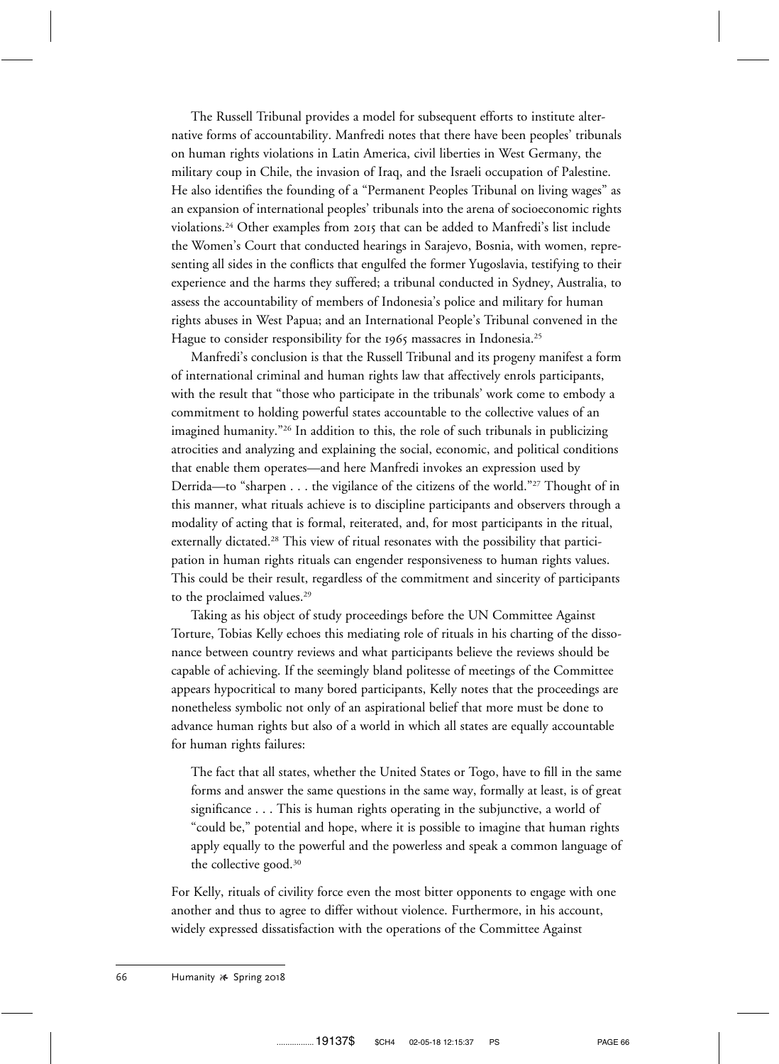The Russell Tribunal provides a model for subsequent efforts to institute alternative forms of accountability. Manfredi notes that there have been peoples' tribunals on human rights violations in Latin America, civil liberties in West Germany, the military coup in Chile, the invasion of Iraq, and the Israeli occupation of Palestine. He also identifies the founding of a "Permanent Peoples Tribunal on living wages" as an expansion of international peoples' tribunals into the arena of socioeconomic rights violations.[24] Other examples from 2015 that can be added to Manfredi's list include the Women's Court that conducted hearings in Sarajevo, Bosnia, with women, representing all sides in the conflicts that engulfed the former Yugoslavia, testifying to their experience and the harms they suffered; a tribunal conducted in Sydney, Australia, to assess the accountability of members of Indonesia's police and military for human rights abuses in West Papua; and an International People's Tribunal convened in the Hague to consider responsibility for the 1965 massacres in Indonesia.[25]

Manfredi's conclusion is that the Russell Tribunal and its progeny manifest a form of international criminal and human rights law that affectively enrols participants, with the result that "those who participate in the tribunals' work come to embody a commitment to holding powerful states accountable to the collective values of an imagined humanity."[26] In addition to this, the role of such tribunals in publicizing atrocities and analyzing and explaining the social, economic, and political conditions that enable them operates—and here Manfredi invokes an expression used by Derrida—to "sharpen . . . the vigilance of the citizens of the world."[27] Thought of in this manner, what rituals achieve is to discipline participants and observers through a modality of acting that is formal, reiterated, and, for most participants in the ritual, externally dictated.[28] This view of ritual resonates with the possibility that participation in human rights rituals can engender responsiveness to human rights values. This could be their result, regardless of the commitment and sincerity of participants to the proclaimed values.[29]

Taking as his object of study proceedings before the UN Committee Against Torture, Tobias Kelly echoes this mediating role of rituals in his charting of the dissonance between country reviews and what participants believe the reviews should be capable of achieving. If the seemingly bland politesse of meetings of the Committee appears hypocritical to many bored participants, Kelly notes that the proceedings are nonetheless symbolic not only of an aspirational belief that more must be done to advance human rights but also of a world in which all states are equally accountable for human rights failures:

> The fact that all states, whether the United States or Togo, have to fill in the same forms and answer the same questions in the same way, formally at least, is of great significance . . . This is human rights operating in the subjunctive, a world of "could be," potential and hope, where it is possible to imagine that human rights apply equally to the powerful and the powerless and speak a common language of the collective good.[30]

For Kelly, rituals of civility force even the most bitter opponents to engage with one another and thus to agree to differ without violence. Furthermore, in his account, widely expressed dissatisfaction with the operations of the Committee Against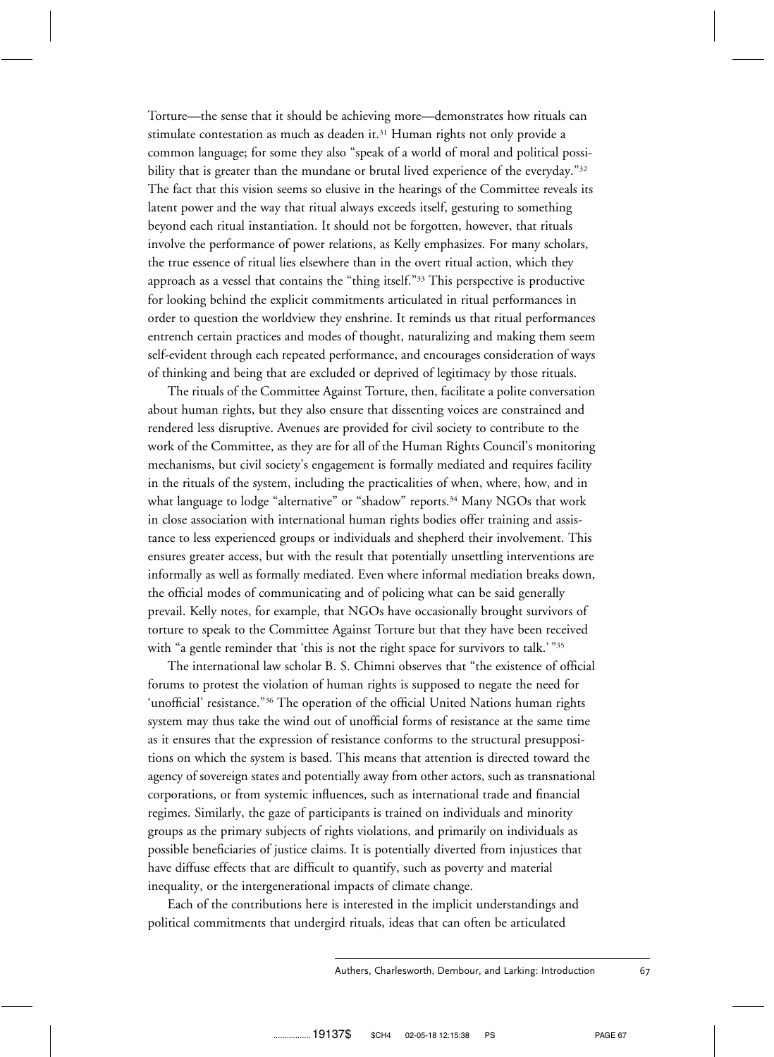Torture—the sense that it should be achieving more—demonstrates how rituals can stimulate contestation as much as deaden it.[31] Human rights not only provide a common language; for some they also "speak of a world of moral and political possibility that is greater than the mundane or brutal lived experience of the everyday."[32] The fact that this vision seems so elusive in the hearings of the Committee reveals its latent power and the way that ritual always exceeds itself, gesturing to something beyond each ritual instantiation. It should not be forgotten, however, that rituals involve the performance of power relations, as Kelly emphasizes. For many scholars, the true essence of ritual lies elsewhere than in the overt ritual action, which they approach as a vessel that contains the "thing itself."[33] This perspective is productive for looking behind the explicit commitments articulated in ritual performances in order to question the worldview they enshrine. It reminds us that ritual performances entrench certain practices and modes of thought, naturalizing and making them seem self-evident through each repeated performance, and encourages consideration of ways of thinking and being that are excluded or deprived of legitimacy by those rituals.

The rituals of the Committee Against Torture, then, facilitate a polite conversation about human rights, but they also ensure that dissenting voices are constrained and rendered less disruptive. Avenues are provided for civil society to contribute to the work of the Committee, as they are for all of the Human Rights Council's monitoring mechanisms, but civil society's engagement is formally mediated and requires facility in the rituals of the system, including the practicalities of when, where, how, and in what language to lodge "alternative" or "shadow" reports.[34] Many NGOs that work in close association with international human rights bodies offer training and assistance to less experienced groups or individuals and shepherd their involvement. This ensures greater access, but with the result that potentially unsettling interventions are informally as well as formally mediated. Even where informal mediation breaks down, the official modes of communicating and of policing what can be said generally prevail. Kelly notes, for example, that NGOs have occasionally brought survivors of torture to speak to the Committee Against Torture but that they have been received with "a gentle reminder that 'this is not the right space for survivors to talk.'"[35]

The international law scholar B. S. Chimni observes that "the existence of official forums to protest the violation of human rights is supposed to negate the need for 'unofficial' resistance."[36] The operation of the official United Nations human rights system may thus take the wind out of unofficial forms of resistance at the same time as it ensures that the expression of resistance conforms to the structural presuppositions on which the system is based. This means that attention is directed toward the agency of sovereign states and potentially away from other actors, such as transnational corporations, or from systemic influences, such as international trade and financial regimes. Similarly, the gaze of participants is trained on individuals and minority groups as the primary subjects of rights violations, and primarily on individuals as possible beneficiaries of justice claims. It is potentially diverted from injustices that have diffuse effects that are difficult to quantify, such as poverty and material inequality, or the intergenerational impacts of climate change.

Each of the contributions here is interested in the implicit understandings and political commitments that undergird rituals, ideas that can often be articulated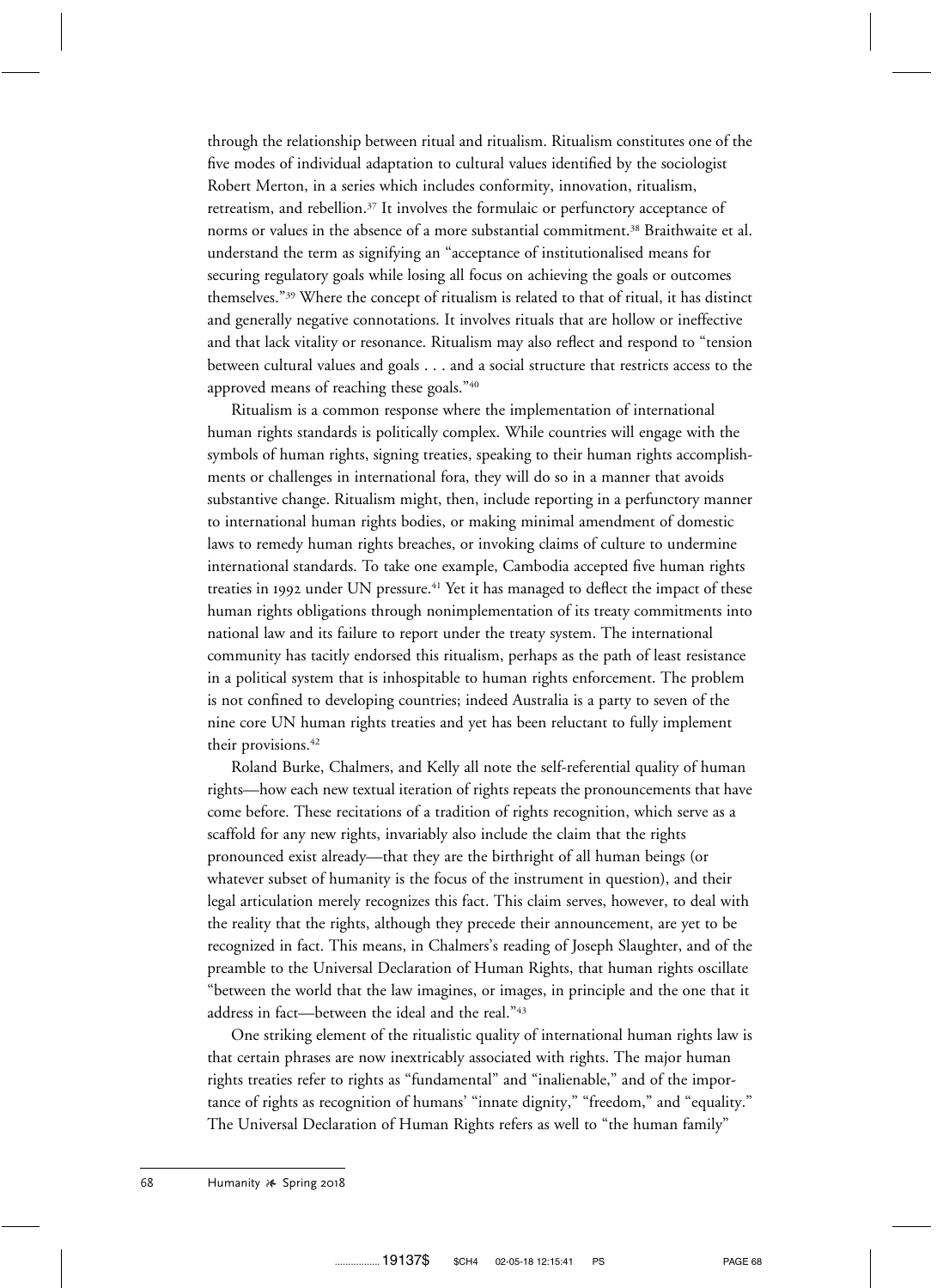through the relationship between ritual and ritualism. Ritualism constitutes one of the five modes of individual adaptation to cultural values identified by the sociologist Robert Merton, in a series which includes conformity, innovation, ritualism, retreatism, and rebellion.[37] It involves the formulaic or perfunctory acceptance of norms or values in the absence of a more substantial commitment.[38] Braithwaite et al. understand the term as signifying an "acceptance of institutionalised means for securing regulatory goals while losing all focus on achieving the goals or outcomes themselves."[39] Where the concept of ritualism is related to that of ritual, it has distinct and generally negative connotations. It involves rituals that are hollow or ineffective and that lack vitality or resonance. Ritualism may also reflect and respond to "tension between cultural values and goals . . . and a social structure that restricts access to the approved means of reaching these goals."[40]

Ritualism is a common response where the implementation of international human rights standards is politically complex. While countries will engage with the symbols of human rights, signing treaties, speaking to their human rights accomplishments or challenges in international fora, they will do so in a manner that avoids substantive change. Ritualism might, then, include reporting in a perfunctory manner to international human rights bodies, or making minimal amendment of domestic laws to remedy human rights breaches, or invoking claims of culture to undermine international standards. To take one example, Cambodia accepted five human rights treaties in 1992 under UN pressure.[41] Yet it has managed to deflect the impact of these human rights obligations through nonimplementation of its treaty commitments into national law and its failure to report under the treaty system. The international community has tacitly endorsed this ritualism, perhaps as the path of least resistance in a political system that is inhospitable to human rights enforcement. The problem is not confined to developing countries; indeed Australia is a party to seven of the nine core UN human rights treaties and yet has been reluctant to fully implement their provisions.[42]

Roland Burke, Chalmers, and Kelly all note the self-referential quality of human rights—how each new textual iteration of rights repeats the pronouncements that have come before. These recitations of a tradition of rights recognition, which serve as a scaffold for any new rights, invariably also include the claim that the rights pronounced exist already—that they are the birthright of all human beings (or whatever subset of humanity is the focus of the instrument in question), and their legal articulation merely recognizes this fact. This claim serves, however, to deal with the reality that the rights, although they precede their announcement, are yet to be recognized in fact. This means, in Chalmers's reading of Joseph Slaughter, and of the preamble to the Universal Declaration of Human Rights, that human rights oscillate "between the world that the law imagines, or images, in principle and the one that it address in fact—between the ideal and the real."[43]

One striking element of the ritualistic quality of international human rights law is that certain phrases are now inextricably associated with rights. The major human rights treaties refer to rights as "fundamental" and "inalienable," and of the importance of rights as recognition of humans' "innate dignity," "freedom," and "equality." The Universal Declaration of Human Rights refers as well to "the human family"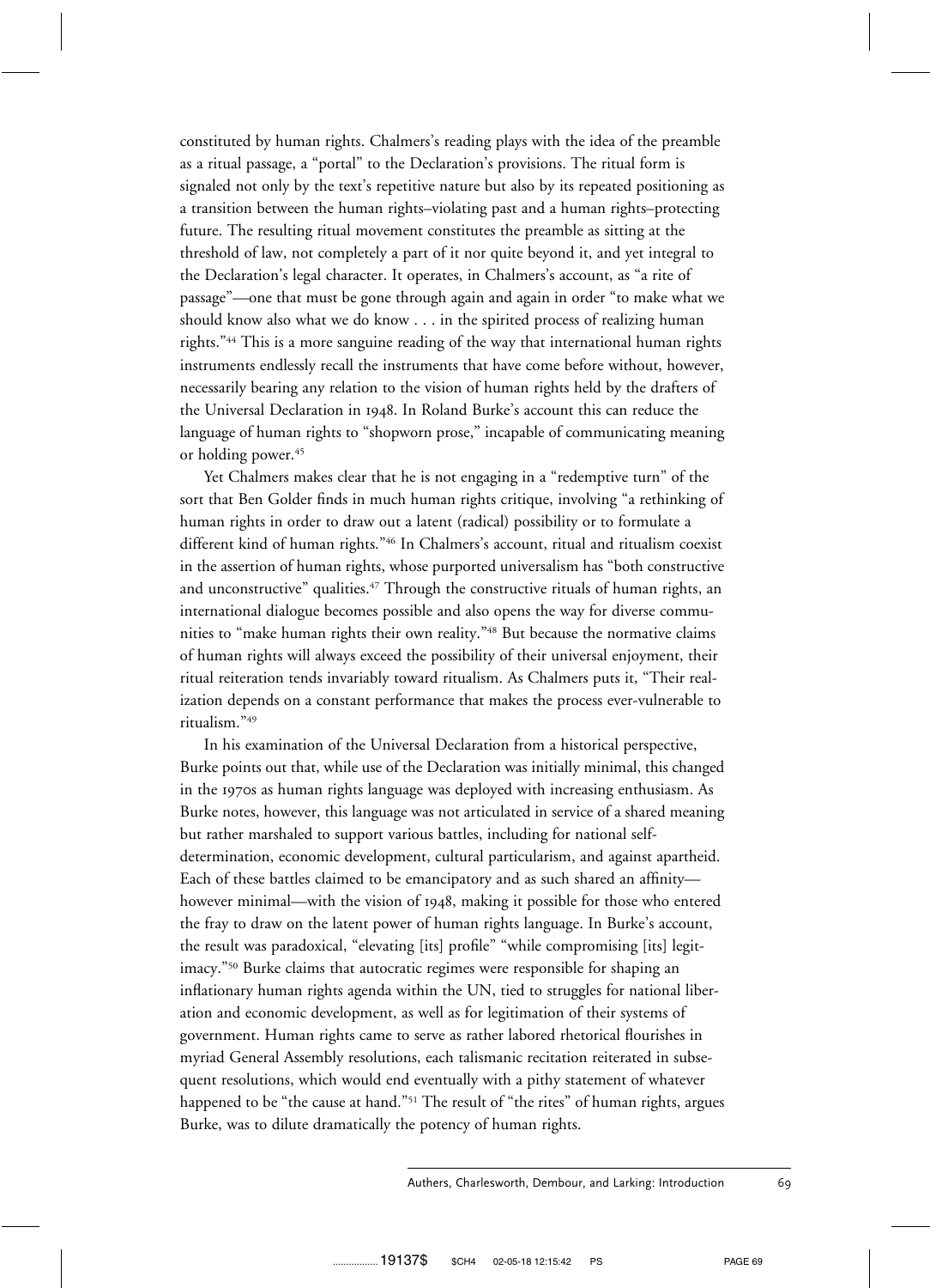constituted by human rights. Chalmers's reading plays with the idea of the preamble as a ritual passage, a "portal" to the Declaration's provisions. The ritual form is signaled not only by the text's repetitive nature but also by its repeated positioning as a transition between the human rights–violating past and a human rights–protecting future. The resulting ritual movement constitutes the preamble as sitting at the threshold of law, not completely a part of it nor quite beyond it, and yet integral to the Declaration's legal character. It operates, in Chalmers's account, as "a rite of passage"—one that must be gone through again and again in order "to make what we should know also what we do know . . . in the spirited process of realizing human rights."[44] This is a more sanguine reading of the way that international human rights instruments endlessly recall the instruments that have come before without, however, necessarily bearing any relation to the vision of human rights held by the drafters of the Universal Declaration in 1948. In Roland Burke's account this can reduce the language of human rights to "shopworn prose," incapable of communicating meaning or holding power.[45]

Yet Chalmers makes clear that he is not engaging in a "redemptive turn" of the sort that Ben Golder finds in much human rights critique, involving "a rethinking of human rights in order to draw out a latent (radical) possibility or to formulate a different kind of human rights."[46] In Chalmers's account, ritual and ritualism coexist in the assertion of human rights, whose purported universalism has "both constructive and unconstructive" qualities.[47] Through the constructive rituals of human rights, an international dialogue becomes possible and also opens the way for diverse communities to "make human rights their own reality."[48] But because the normative claims of human rights will always exceed the possibility of their universal enjoyment, their ritual reiteration tends invariably toward ritualism. As Chalmers puts it, "Their realization depends on a constant performance that makes the process ever-vulnerable to ritualism."[49]

In his examination of the Universal Declaration from a historical perspective, Burke points out that, while use of the Declaration was initially minimal, this changed in the 1970s as human rights language was deployed with increasing enthusiasm. As Burke notes, however, this language was not articulated in service of a shared meaning but rather marshaled to support various battles, including for national self-determination, economic development, cultural particularism, and against apartheid. Each of these battles claimed to be emancipatory and as such shared an affinity—however minimal—with the vision of 1948, making it possible for those who entered the fray to draw on the latent power of human rights language. In Burke's account, the result was paradoxical, "elevating [its] profile" "while compromising [its] legitimacy."[50] Burke claims that autocratic regimes were responsible for shaping an inflationary human rights agenda within the UN, tied to struggles for national liberation and economic development, as well as for legitimation of their systems of government. Human rights came to serve as rather labored rhetorical flourishes in myriad General Assembly resolutions, each talismanic recitation reiterated in subsequent resolutions, which would end eventually with a pithy statement of whatever happened to be "the cause at hand."[51] The result of "the rites" of human rights, argues Burke, was to dilute dramatically the potency of human rights.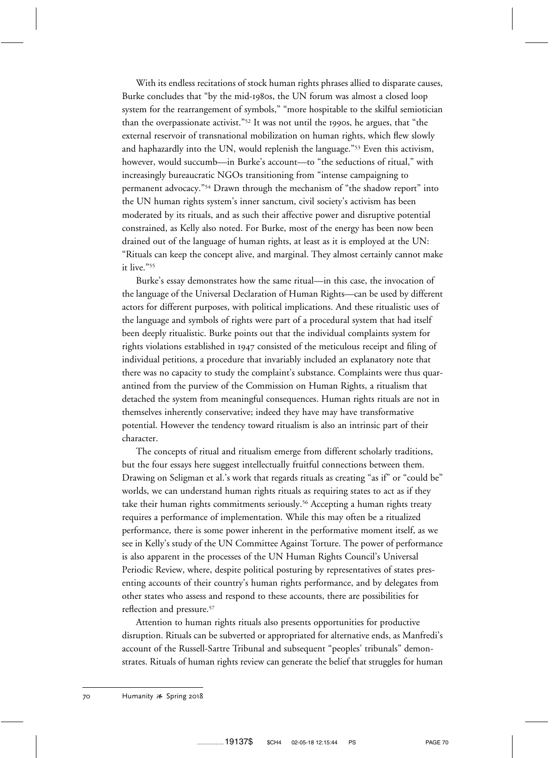With its endless recitations of stock human rights phrases allied to disparate causes, Burke concludes that "by the mid-1980s, the UN forum was almost a closed loop system for the rearrangement of symbols," "more hospitable to the skilful semiotician than the overpassionate activist."[52] It was not until the 1990s, he argues, that "the external reservoir of transnational mobilization on human rights, which flew slowly and haphazardly into the UN, would replenish the language."[53] Even this activism, however, would succumb—in Burke's account—to "the seductions of ritual," with increasingly bureaucratic NGOs transitioning from "intense campaigning to permanent advocacy."[54] Drawn through the mechanism of "the shadow report" into the UN human rights system's inner sanctum, civil society's activism has been moderated by its rituals, and as such their affective power and disruptive potential constrained, as Kelly also noted. For Burke, most of the energy has been now been drained out of the language of human rights, at least as it is employed at the UN: "Rituals can keep the concept alive, and marginal. They almost certainly cannot make it live."[55]

Burke's essay demonstrates how the same ritual—in this case, the invocation of the language of the Universal Declaration of Human Rights—can be used by different actors for different purposes, with political implications. And these ritualistic uses of the language and symbols of rights were part of a procedural system that had itself been deeply ritualistic. Burke points out that the individual complaints system for rights violations established in 1947 consisted of the meticulous receipt and filing of individual petitions, a procedure that invariably included an explanatory note that there was no capacity to study the complaint's substance. Complaints were thus quarantined from the purview of the Commission on Human Rights, a ritualism that detached the system from meaningful consequences. Human rights rituals are not in themselves inherently conservative; indeed they have may have transformative potential. However the tendency toward ritualism is also an intrinsic part of their character.

The concepts of ritual and ritualism emerge from different scholarly traditions, but the four essays here suggest intellectually fruitful connections between them. Drawing on Seligman et al.'s work that regards rituals as creating "as if" or "could be" worlds, we can understand human rights rituals as requiring states to act as if they take their human rights commitments seriously.[56] Accepting a human rights treaty requires a performance of implementation. While this may often be a ritualized performance, there is some power inherent in the performative moment itself, as we see in Kelly's study of the UN Committee Against Torture. The power of performance is also apparent in the processes of the UN Human Rights Council's Universal Periodic Review, where, despite political posturing by representatives of states presenting accounts of their country's human rights performance, and by delegates from other states who assess and respond to these accounts, there are possibilities for reflection and pressure.[57]

Attention to human rights rituals also presents opportunities for productive disruption. Rituals can be subverted or appropriated for alternative ends, as Manfredi's account of the Russell-Sartre Tribunal and subsequent "peoples' tribunals" demonstrates. Rituals of human rights review can generate the belief that struggles for human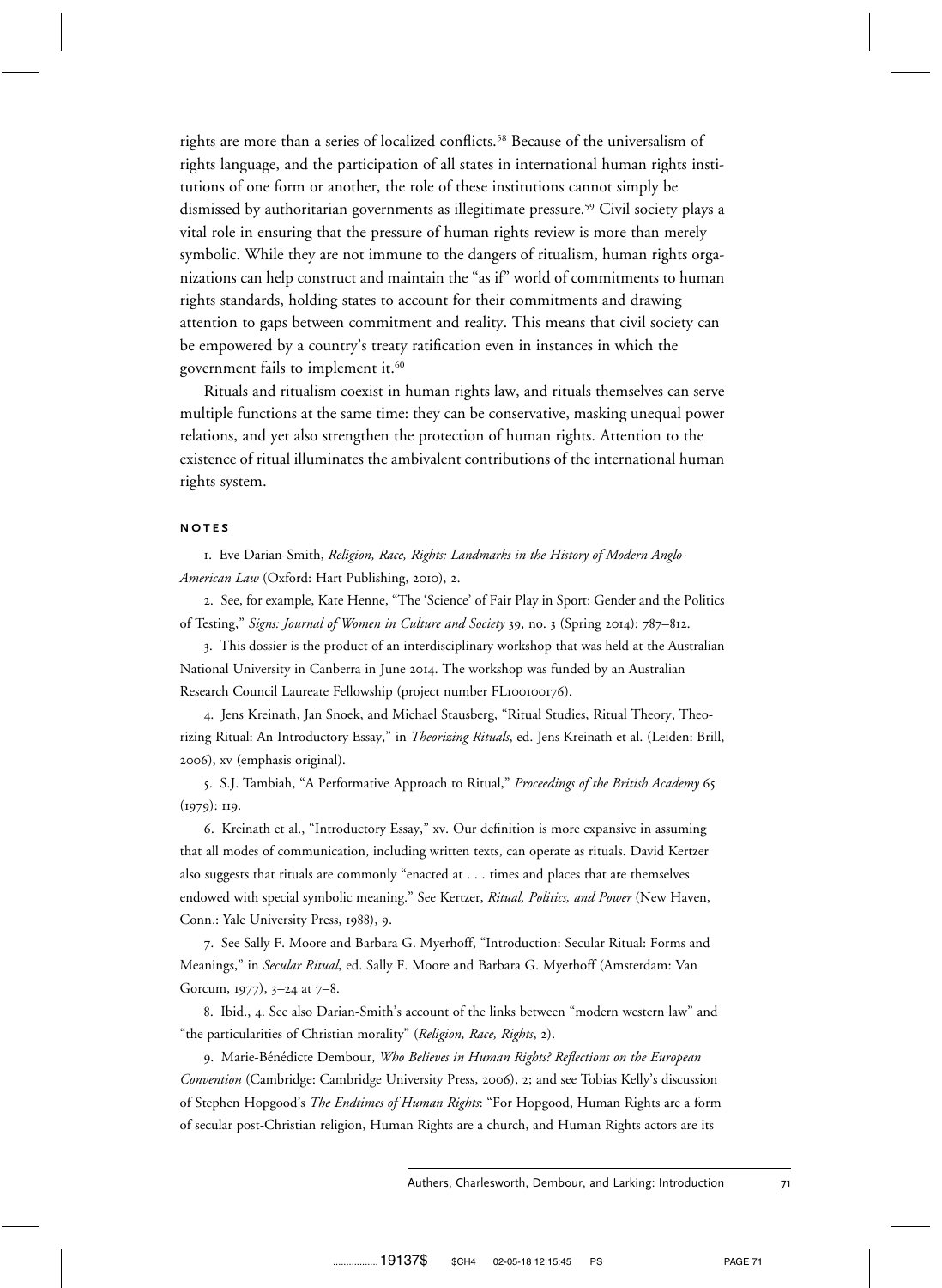rights are more than a series of localized conflicts.[58] Because of the universalism of rights language, and the participation of all states in international human rights institutions of one form or another, the role of these institutions cannot simply be dismissed by authoritarian governments as illegitimate pressure.[59] Civil society plays a vital role in ensuring that the pressure of human rights review is more than merely symbolic. While they are not immune to the dangers of ritualism, human rights organizations can help construct and maintain the "as if" world of commitments to human rights standards, holding states to account for their commitments and drawing attention to gaps between commitment and reality. This means that civil society can be empowered by a country's treaty ratification even in instances in which the government fails to implement it.[60]

Rituals and ritualism coexist in human rights law, and rituals themselves can serve multiple functions at the same time: they can be conservative, masking unequal power relations, and yet also strengthen the protection of human rights. Attention to the existence of ritual illuminates the ambivalent contributions of the international human rights system.

## NOTES

1. Eve Darian-Smith, *Religion, Race, Rights: Landmarks in the History of Modern Anglo-American Law* (Oxford: Hart Publishing, 2010), 2.

2. See, for example, Kate Henne, "The 'Science' of Fair Play in Sport: Gender and the Politics of Testing," *Signs: Journal of Women in Culture and Society* 39, no. 3 (Spring 2014): 787–812.

3. This dossier is the product of an interdisciplinary workshop that was held at the Australian National University in Canberra in June 2014. The workshop was funded by an Australian Research Council Laureate Fellowship (project number FL100100176).

4. Jens Kreinath, Jan Snoek, and Michael Stausberg, "Ritual Studies, Ritual Theory, Theorizing Ritual: An Introductory Essay," in *Theorizing Rituals*, ed. Jens Kreinath et al. (Leiden: Brill, 2006), xv (emphasis original).

5. S.J. Tambiah, "A Performative Approach to Ritual," *Proceedings of the British Academy* 65 (1979): 119.

6. Kreinath et al., "Introductory Essay," xv. Our definition is more expansive in assuming that all modes of communication, including written texts, can operate as rituals. David Kertzer also suggests that rituals are commonly "enacted at . . . times and places that are themselves endowed with special symbolic meaning." See Kertzer, *Ritual, Politics, and Power* (New Haven, Conn.: Yale University Press, 1988), 9.

7. See Sally F. Moore and Barbara G. Myerhoff, "Introduction: Secular Ritual: Forms and Meanings," in *Secular Ritual*, ed. Sally F. Moore and Barbara G. Myerhoff (Amsterdam: Van Gorcum, 1977), 3–24 at 7–8.

8. Ibid., 4. See also Darian-Smith's account of the links between "modern western law" and "the particularities of Christian morality" (*Religion, Race, Rights*, 2).

9. Marie-Bénédicte Dembour, *Who Believes in Human Rights? Reflections on the European Convention* (Cambridge: Cambridge University Press, 2006), 2; and see Tobias Kelly's discussion of Stephen Hopgood's *The Endtimes of Human Rights*: "For Hopgood, Human Rights are a form of secular post-Christian religion, Human Rights are a church, and Human Rights actors are its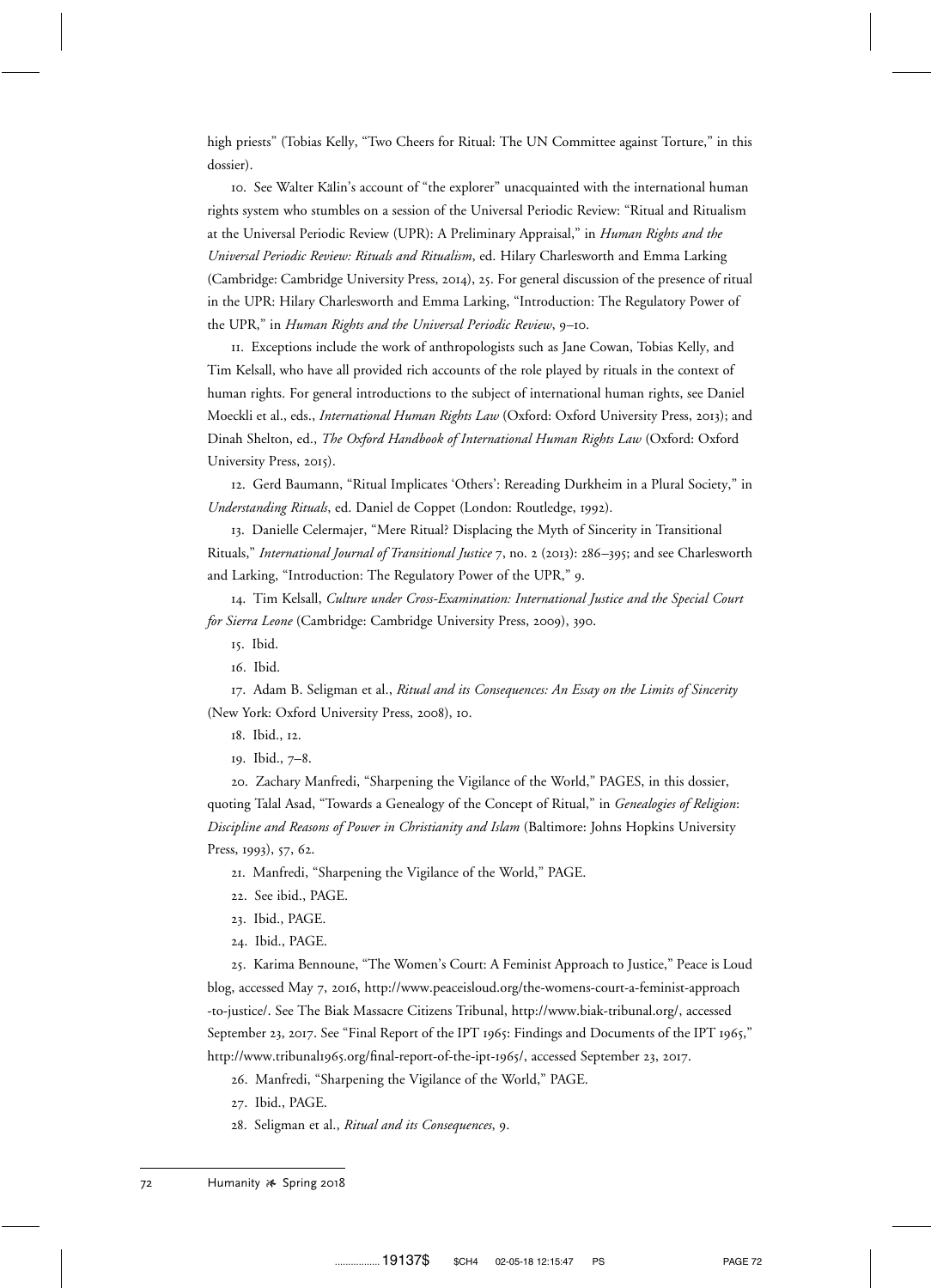high priests" (Tobias Kelly, "Two Cheers for Ritual: The UN Committee against Torture," in this dossier).

10. See Walter Kälin's account of "the explorer" unacquainted with the international human rights system who stumbles on a session of the Universal Periodic Review: "Ritual and Ritualism at the Universal Periodic Review (UPR): A Preliminary Appraisal," in *Human Rights and the Universal Periodic Review: Rituals and Ritualism*, ed. Hilary Charlesworth and Emma Larking (Cambridge: Cambridge University Press, 2014), 25. For general discussion of the presence of ritual in the UPR: Hilary Charlesworth and Emma Larking, "Introduction: The Regulatory Power of the UPR," in *Human Rights and the Universal Periodic Review*, 9–10.

11. Exceptions include the work of anthropologists such as Jane Cowan, Tobias Kelly, and Tim Kelsall, who have all provided rich accounts of the role played by rituals in the context of human rights. For general introductions to the subject of international human rights, see Daniel Moeckli et al., eds., *International Human Rights Law* (Oxford: Oxford University Press, 2013); and Dinah Shelton, ed., *The Oxford Handbook of International Human Rights Law* (Oxford: Oxford University Press, 2015).

12. Gerd Baumann, "Ritual Implicates 'Others': Rereading Durkheim in a Plural Society," in *Understanding Rituals*, ed. Daniel de Coppet (London: Routledge, 1992).

13. Danielle Celermajer, "Mere Ritual? Displacing the Myth of Sincerity in Transitional Rituals," *International Journal of Transitional Justice* 7, no. 2 (2013): 286–395; and see Charlesworth and Larking, "Introduction: The Regulatory Power of the UPR," 9.

14. Tim Kelsall, *Culture under Cross-Examination: International Justice and the Special Court for Sierra Leone* (Cambridge: Cambridge University Press, 2009), 390.

15. Ibid.

16. Ibid.

17. Adam B. Seligman et al., *Ritual and its Consequences: An Essay on the Limits of Sincerity* (New York: Oxford University Press, 2008), 10.

18. Ibid., 12.

19. Ibid., 7–8.

20. Zachary Manfredi, "Sharpening the Vigilance of the World," PAGES, in this dossier, quoting Talal Asad, "Towards a Genealogy of the Concept of Ritual," in *Genealogies of Religion: Discipline and Reasons of Power in Christianity and Islam* (Baltimore: Johns Hopkins University Press, 1993), 57, 62.

21. Manfredi, "Sharpening the Vigilance of the World," PAGE.

22. See ibid., PAGE.

23. Ibid., PAGE.

24. Ibid., PAGE.

25. Karima Bennoune, "The Women's Court: A Feminist Approach to Justice," Peace is Loud blog, accessed May 7, 2016, http://www.peaceisloud.org/the-womens-court-a-feminist-approach-to-justice/. See The Biak Massacre Citizens Tribunal, http://www.biak-tribunal.org/, accessed September 23, 2017. See "Final Report of the IPT 1965: Findings and Documents of the IPT 1965," http://www.tribunal1965.org/final-report-of-the-ipt-1965/, accessed September 23, 2017.

26. Manfredi, "Sharpening the Vigilance of the World," PAGE.

27. Ibid., PAGE.

28. Seligman et al., *Ritual and its Consequences*, 9.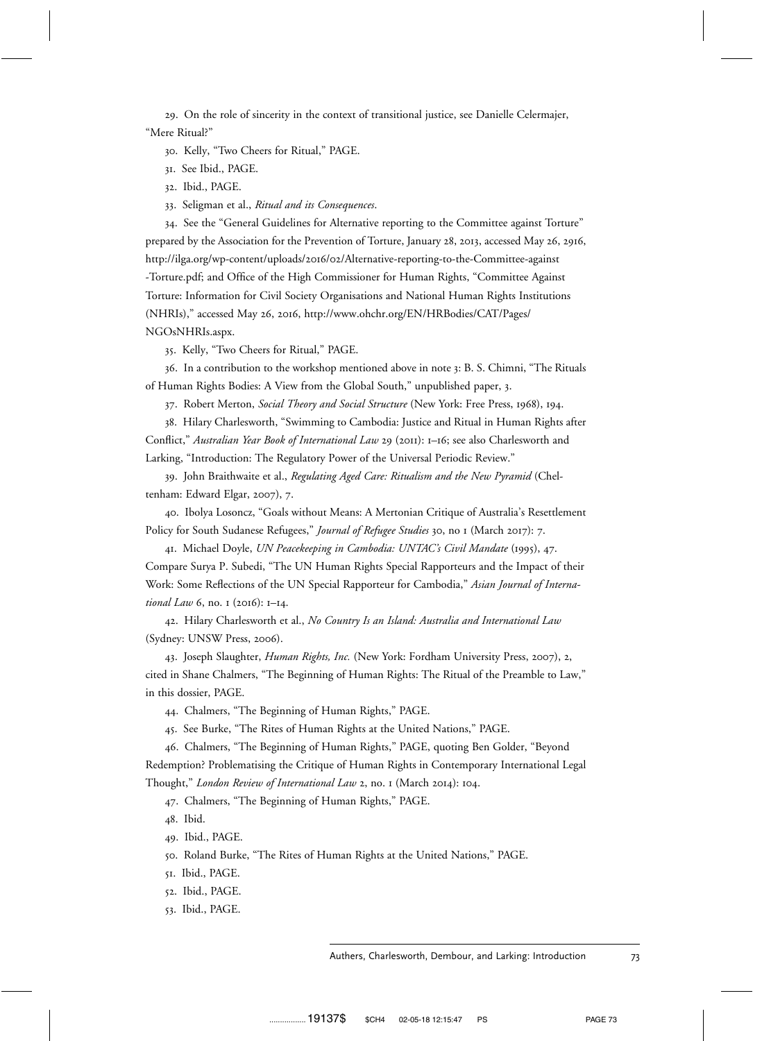29. On the role of sincerity in the context of transitional justice, see Danielle Celermajer, "Mere Ritual?"

30. Kelly, "Two Cheers for Ritual," PAGE.

31. See Ibid., PAGE.

32. Ibid., PAGE.

33. Seligman et al., *Ritual and its Consequences*.

34. See the "General Guidelines for Alternative reporting to the Committee against Torture" prepared by the Association for the Prevention of Torture, January 28, 2013, accessed May 26, 2916, http://ilga.org/wp-content/uploads/2016/02/Alternative-reporting-to-the-Committee-against-Torture.pdf; and Office of the High Commissioner for Human Rights, "Committee Against Torture: Information for Civil Society Organisations and National Human Rights Institutions (NHRIs)," accessed May 26, 2016, http://www.ohchr.org/EN/HRBodies/CAT/Pages/NGOsNHRIs.aspx.

35. Kelly, "Two Cheers for Ritual," PAGE.

36. In a contribution to the workshop mentioned above in note 3: B. S. Chimni, "The Rituals of Human Rights Bodies: A View from the Global South," unpublished paper, 3.

37. Robert Merton, *Social Theory and Social Structure* (New York: Free Press, 1968), 194.

38. Hilary Charlesworth, "Swimming to Cambodia: Justice and Ritual in Human Rights after Conflict," *Australian Year Book of International Law* 29 (2011): 1–16; see also Charlesworth and Larking, "Introduction: The Regulatory Power of the Universal Periodic Review."

39. John Braithwaite et al., *Regulating Aged Care: Ritualism and the New Pyramid* (Cheltenham: Edward Elgar, 2007), 7.

40. Ibolya Losoncz, "Goals without Means: A Mertonian Critique of Australia's Resettlement Policy for South Sudanese Refugees," *Journal of Refugee Studies* 30, no 1 (March 2017): 7.

41. Michael Doyle, *UN Peacekeeping in Cambodia: UNTAC's Civil Mandate* (1995), 47. Compare Surya P. Subedi, "The UN Human Rights Special Rapporteurs and the Impact of their Work: Some Reflections of the UN Special Rapporteur for Cambodia," *Asian Journal of International Law* 6, no. 1 (2016): 1–14.

42. Hilary Charlesworth et al., *No Country Is an Island: Australia and International Law* (Sydney: UNSW Press, 2006).

43. Joseph Slaughter, *Human Rights, Inc.* (New York: Fordham University Press, 2007), 2, cited in Shane Chalmers, "The Beginning of Human Rights: The Ritual of the Preamble to Law," in this dossier, PAGE.

44. Chalmers, "The Beginning of Human Rights," PAGE.

45. See Burke, "The Rites of Human Rights at the United Nations," PAGE.

46. Chalmers, "The Beginning of Human Rights," PAGE, quoting Ben Golder, "Beyond Redemption? Problematising the Critique of Human Rights in Contemporary International Legal Thought," *London Review of International Law* 2, no. 1 (March 2014): 104.

47. Chalmers, "The Beginning of Human Rights," PAGE.

48. Ibid.

49. Ibid., PAGE.

50. Roland Burke, "The Rites of Human Rights at the United Nations," PAGE.

51. Ibid., PAGE.

52. Ibid., PAGE.

53. Ibid., PAGE.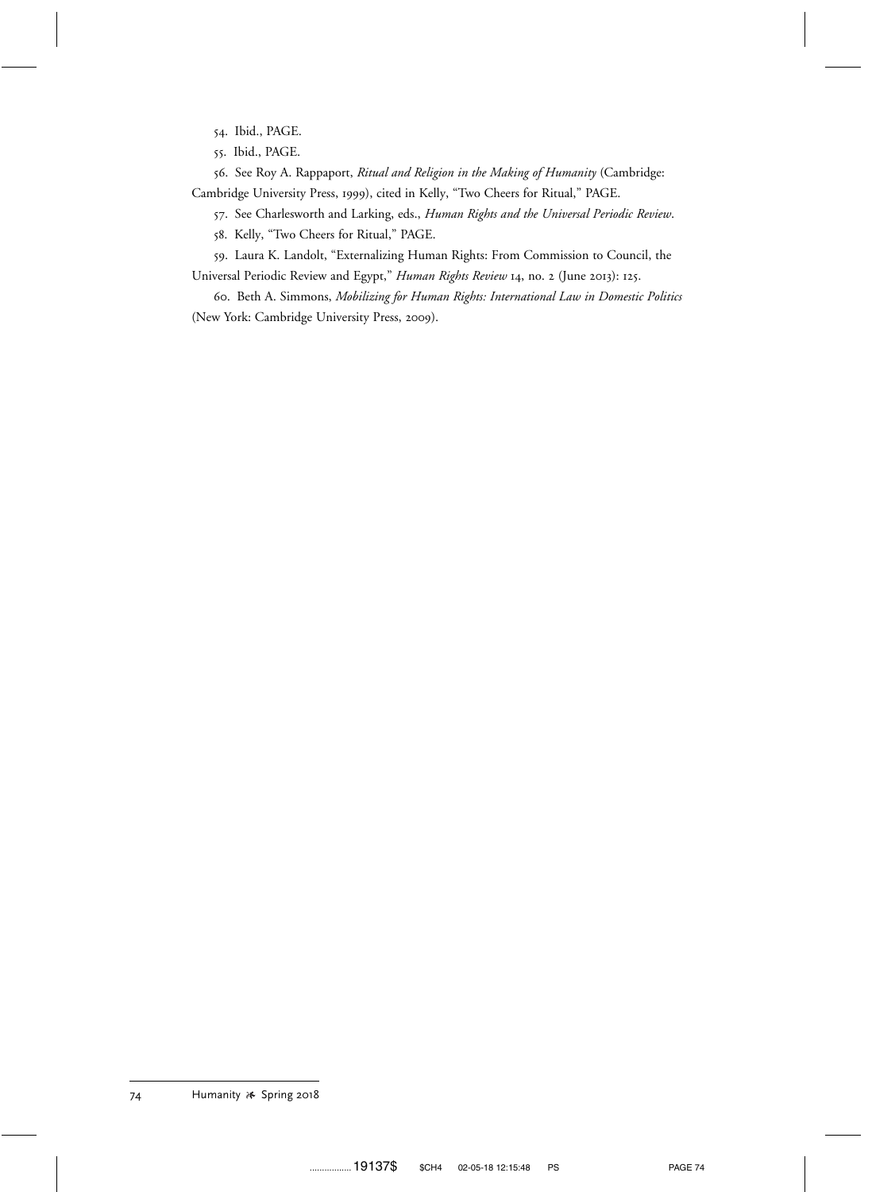54. Ibid., PAGE.

55. Ibid., PAGE.

56. See Roy A. Rappaport, *Ritual and Religion in the Making of Humanity* (Cambridge: Cambridge University Press, 1999), cited in Kelly, "Two Cheers for Ritual," PAGE.

57. See Charlesworth and Larking, eds., *Human Rights and the Universal Periodic Review*.

58. Kelly, "Two Cheers for Ritual," PAGE.

59. Laura K. Landolt, "Externalizing Human Rights: From Commission to Council, the Universal Periodic Review and Egypt," *Human Rights Review* 14, no. 2 (June 2013): 125.

60. Beth A. Simmons, *Mobilizing for Human Rights: International Law in Domestic Politics* (New York: Cambridge University Press, 2009).